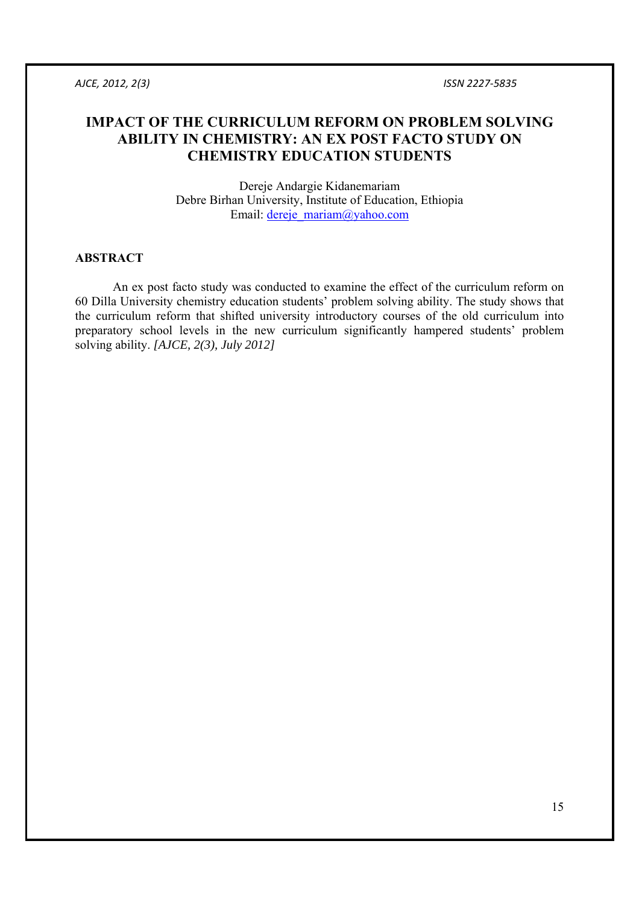# IMPACT OF THE CURRICULUM REFORM ON PROBLEM SOLVING ABILITY IN CHEMISTRY: AN EX POST FACTO STUDY ON CHEMISTRY EDUCATION STUDENTS

Dereje Andargie Kidanemariam
Debre Birhan University, Institute of Education, Ethiopia
Email: dereje_mariam@yahoo.com

## ABSTRACT

An ex post facto study was conducted to examine the effect of the curriculum reform on 60 Dilla University chemistry education students' problem solving ability. The study shows that the curriculum reform that shifted university introductory courses of the old curriculum into preparatory school levels in the new curriculum significantly hampered students' problem solving ability. *[AJCE, 2(3), July 2012]*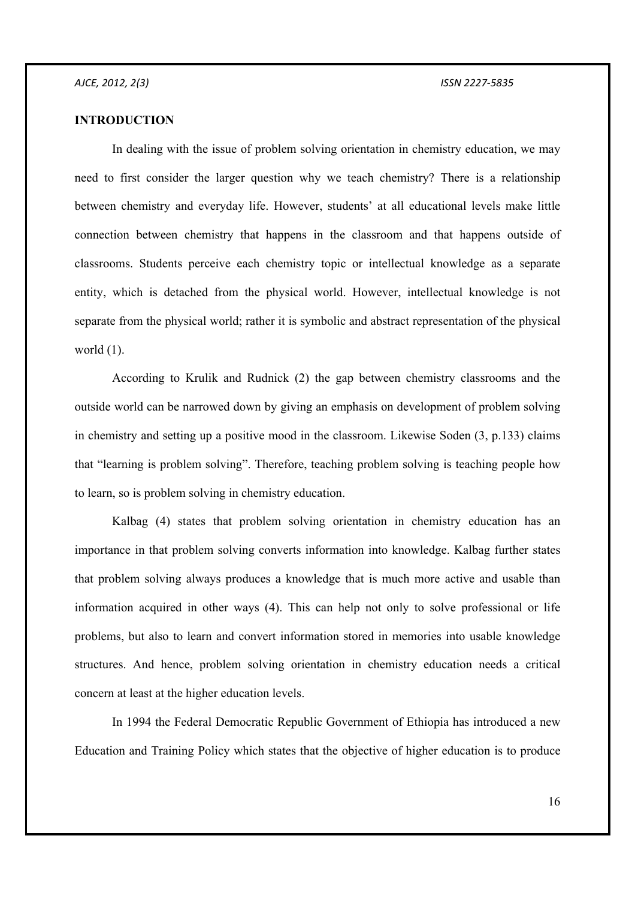## INTRODUCTION

In dealing with the issue of problem solving orientation in chemistry education, we may need to first consider the larger question why we teach chemistry? There is a relationship between chemistry and everyday life. However, students' at all educational levels make little connection between chemistry that happens in the classroom and that happens outside of classrooms. Students perceive each chemistry topic or intellectual knowledge as a separate entity, which is detached from the physical world. However, intellectual knowledge is not separate from the physical world; rather it is symbolic and abstract representation of the physical world (1).

According to Krulik and Rudnick (2) the gap between chemistry classrooms and the outside world can be narrowed down by giving an emphasis on development of problem solving in chemistry and setting up a positive mood in the classroom. Likewise Soden (3, p.133) claims that "learning is problem solving". Therefore, teaching problem solving is teaching people how to learn, so is problem solving in chemistry education.

Kalbag (4) states that problem solving orientation in chemistry education has an importance in that problem solving converts information into knowledge. Kalbag further states that problem solving always produces a knowledge that is much more active and usable than information acquired in other ways (4). This can help not only to solve professional or life problems, but also to learn and convert information stored in memories into usable knowledge structures. And hence, problem solving orientation in chemistry education needs a critical concern at least at the higher education levels.

In 1994 the Federal Democratic Republic Government of Ethiopia has introduced a new Education and Training Policy which states that the objective of higher education is to produce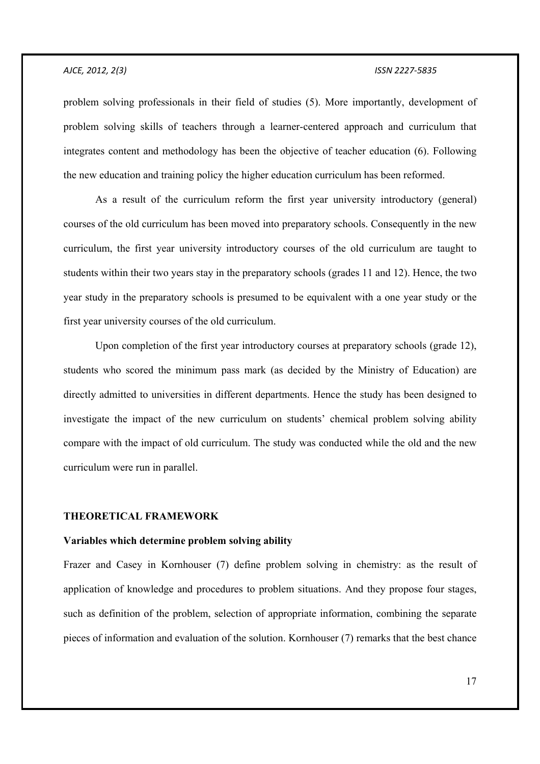problem solving professionals in their field of studies (5). More importantly, development of problem solving skills of teachers through a learner-centered approach and curriculum that integrates content and methodology has been the objective of teacher education (6). Following the new education and training policy the higher education curriculum has been reformed.

As a result of the curriculum reform the first year university introductory (general) courses of the old curriculum has been moved into preparatory schools. Consequently in the new curriculum, the first year university introductory courses of the old curriculum are taught to students within their two years stay in the preparatory schools (grades 11 and 12). Hence, the two year study in the preparatory schools is presumed to be equivalent with a one year study or the first year university courses of the old curriculum.

Upon completion of the first year introductory courses at preparatory schools (grade 12), students who scored the minimum pass mark (as decided by the Ministry of Education) are directly admitted to universities in different departments. Hence the study has been designed to investigate the impact of the new curriculum on students' chemical problem solving ability compare with the impact of old curriculum. The study was conducted while the old and the new curriculum were run in parallel.

## THEORETICAL FRAMEWORK

### Variables which determine problem solving ability

Frazer and Casey in Kornhouser (7) define problem solving in chemistry: as the result of application of knowledge and procedures to problem situations. And they propose four stages, such as definition of the problem, selection of appropriate information, combining the separate pieces of information and evaluation of the solution. Kornhouser (7) remarks that the best chance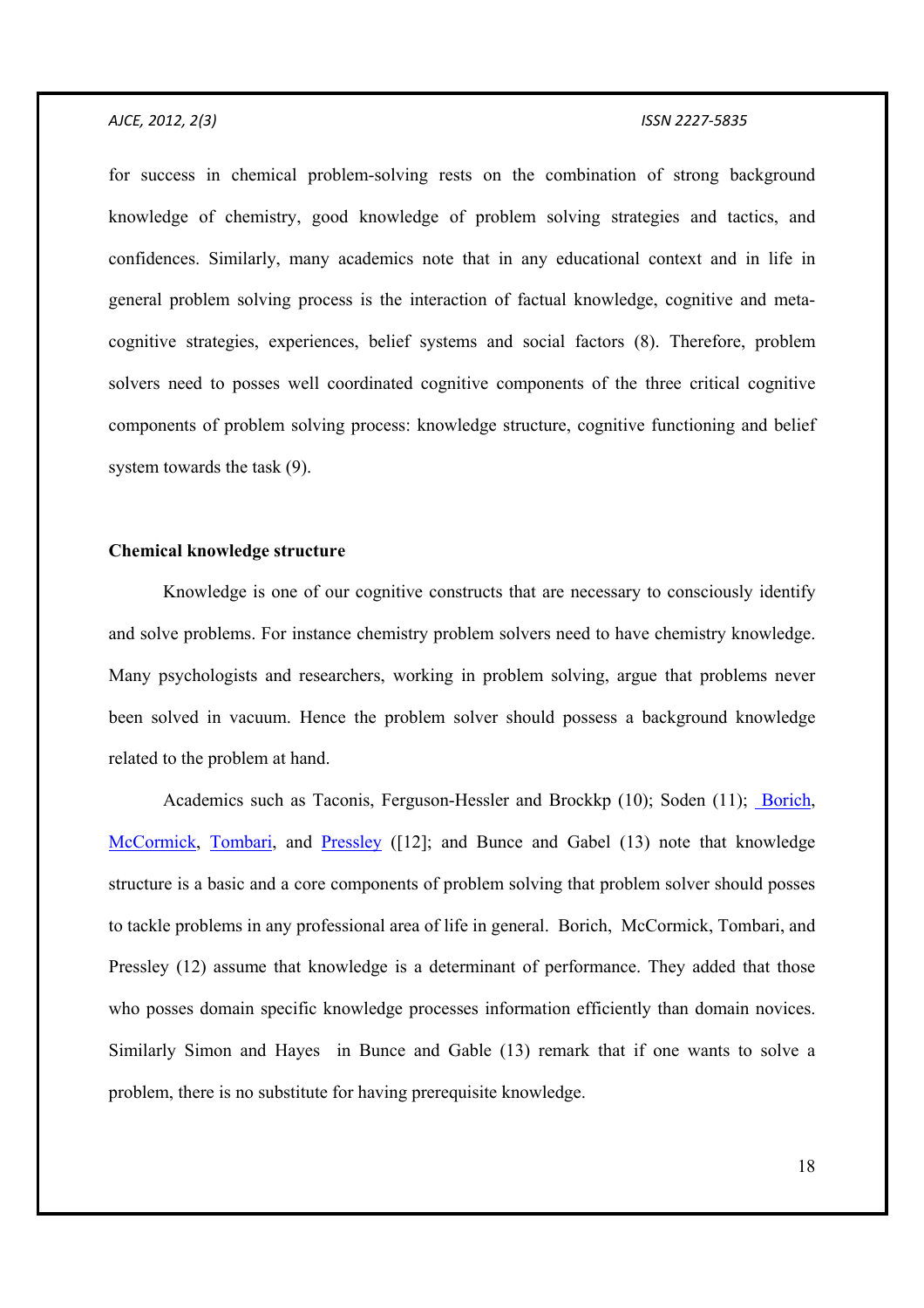for success in chemical problem-solving rests on the combination of strong background knowledge of chemistry, good knowledge of problem solving strategies and tactics, and confidences. Similarly, many academics note that in any educational context and in life in general problem solving process is the interaction of factual knowledge, cognitive and meta-cognitive strategies, experiences, belief systems and social factors (8). Therefore, problem solvers need to posses well coordinated cognitive components of the three critical cognitive components of problem solving process: knowledge structure, cognitive functioning and belief system towards the task (9).

**Chemical knowledge structure**

Knowledge is one of our cognitive constructs that are necessary to consciously identify and solve problems. For instance chemistry problem solvers need to have chemistry knowledge. Many psychologists and researchers, working in problem solving, argue that problems never been solved in vacuum. Hence the problem solver should possess a background knowledge related to the problem at hand.

Academics such as Taconis, Ferguson-Hessler and Brockkp (10); Soden (11); Borich, McCormick, Tombari, and Pressley ([12]; and Bunce and Gabel (13) note that knowledge structure is a basic and a core components of problem solving that problem solver should posses to tackle problems in any professional area of life in general. Borich, McCormick, Tombari, and Pressley (12) assume that knowledge is a determinant of performance. They added that those who posses domain specific knowledge processes information efficiently than domain novices. Similarly Simon and Hayes in Bunce and Gable (13) remark that if one wants to solve a problem, there is no substitute for having prerequisite knowledge.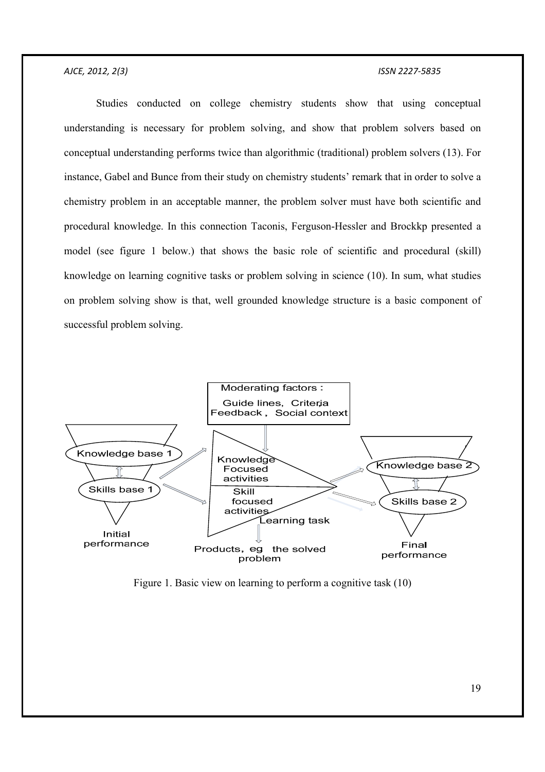Studies conducted on college chemistry students show that using conceptual understanding is necessary for problem solving, and show that problem solvers based on conceptual understanding performs twice than algorithmic (traditional) problem solvers (13). For instance, Gabel and Bunce from their study on chemistry students' remark that in order to solve a chemistry problem in an acceptable manner, the problem solver must have both scientific and procedural knowledge. In this connection Taconis, Ferguson-Hessler and Brockkp presented a model (see figure 1 below.) that shows the basic role of scientific and procedural (skill) knowledge on learning cognitive tasks or problem solving in science (10). In sum, what studies on problem solving show is that, well grounded knowledge structure is a basic component of successful problem solving.

Moderating factors：
Guide lines, Criteria
Feedback , Social context

Knowledge base 1
Skills base 1
Initial performance

Knowledge Focused activities
Skill focused activities
Learning task

Products, eg the solved problem

Knowledge base 2
Skills base 2
Final performance

Figure 1. Basic view on learning to perform a cognitive task (10)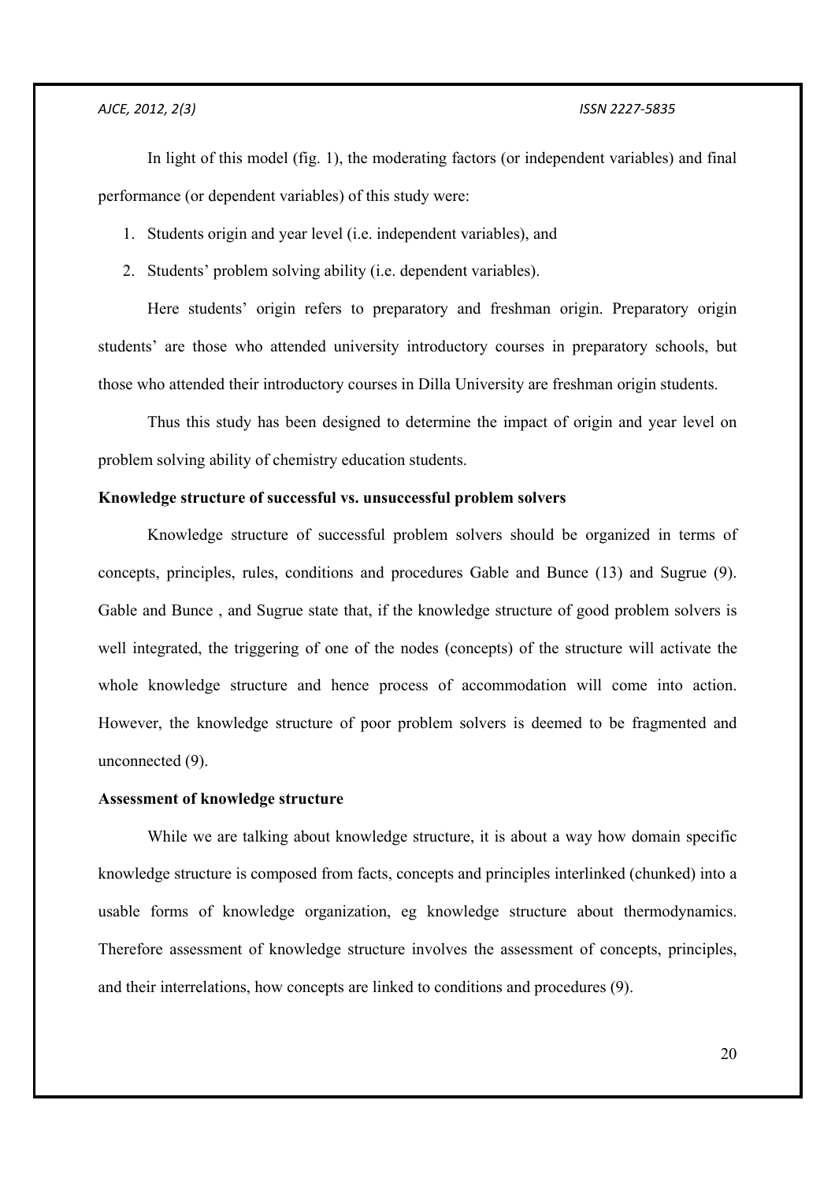In light of this model (fig. 1), the moderating factors (or independent variables) and final performance (or dependent variables) of this study were:

1. Students origin and year level (i.e. independent variables), and
2. Students' problem solving ability (i.e. dependent variables).

Here students' origin refers to preparatory and freshman origin. Preparatory origin students' are those who attended university introductory courses in preparatory schools, but those who attended their introductory courses in Dilla University are freshman origin students.

Thus this study has been designed to determine the impact of origin and year level on problem solving ability of chemistry education students.

**Knowledge structure of successful vs. unsuccessful problem solvers**

Knowledge structure of successful problem solvers should be organized in terms of concepts, principles, rules, conditions and procedures Gable and Bunce (13) and Sugrue (9). Gable and Bunce , and Sugrue state that, if the knowledge structure of good problem solvers is well integrated, the triggering of one of the nodes (concepts) of the structure will activate the whole knowledge structure and hence process of accommodation will come into action. However, the knowledge structure of poor problem solvers is deemed to be fragmented and unconnected (9).

**Assessment of knowledge structure**

While we are talking about knowledge structure, it is about a way how domain specific knowledge structure is composed from facts, concepts and principles interlinked (chunked) into a usable forms of knowledge organization, eg knowledge structure about thermodynamics. Therefore assessment of knowledge structure involves the assessment of concepts, principles, and their interrelations, how concepts are linked to conditions and procedures (9).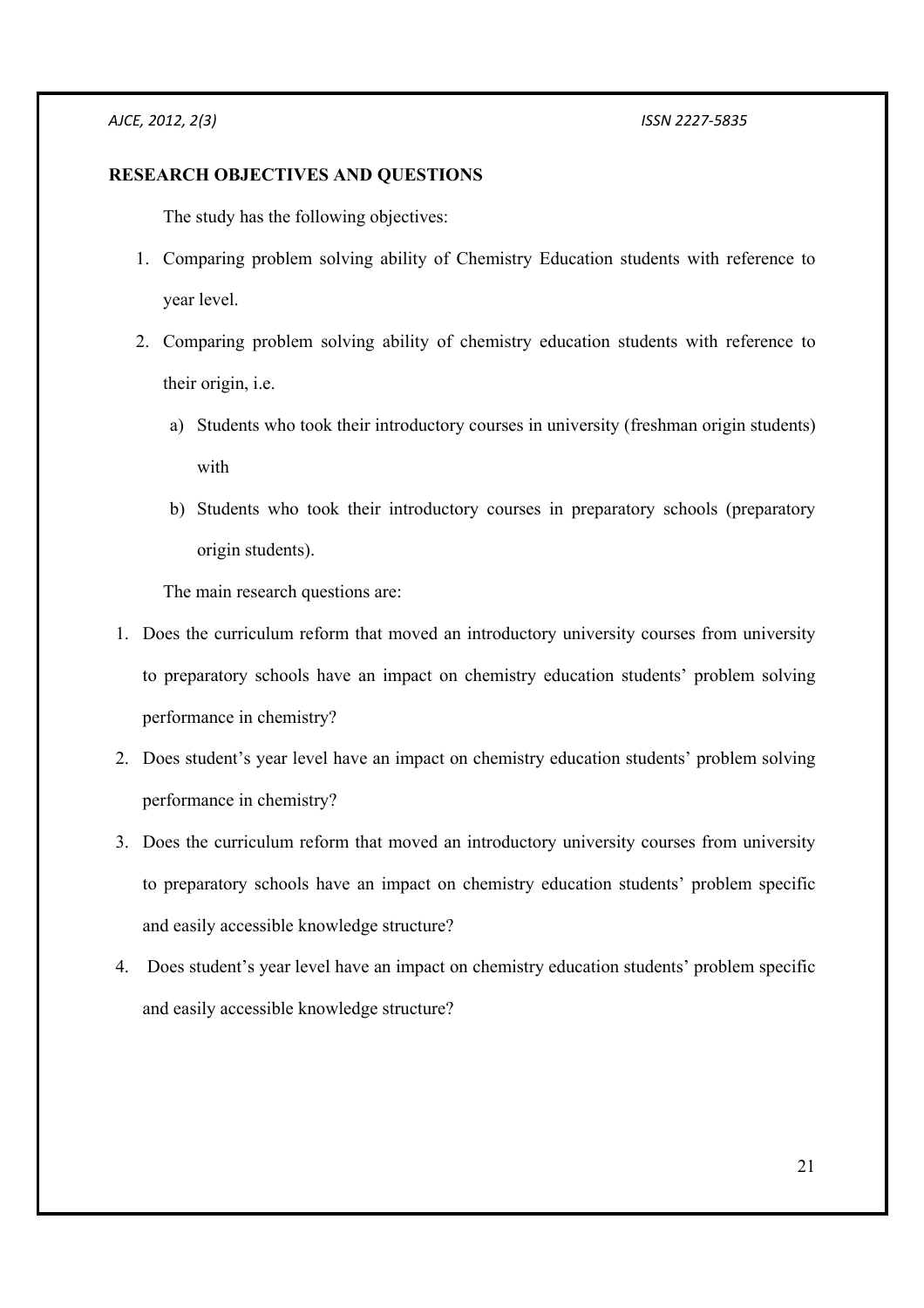## RESEARCH OBJECTIVES AND QUESTIONS

The study has the following objectives:

1. Comparing problem solving ability of Chemistry Education students with reference to year level.
2. Comparing problem solving ability of chemistry education students with reference to their origin, i.e.
   a) Students who took their introductory courses in university (freshman origin students) with
   b) Students who took their introductory courses in preparatory schools (preparatory origin students).

The main research questions are:

1. Does the curriculum reform that moved an introductory university courses from university to preparatory schools have an impact on chemistry education students' problem solving performance in chemistry?
2. Does student's year level have an impact on chemistry education students' problem solving performance in chemistry?
3. Does the curriculum reform that moved an introductory university courses from university to preparatory schools have an impact on chemistry education students' problem specific and easily accessible knowledge structure?
4. Does student's year level have an impact on chemistry education students' problem specific and easily accessible knowledge structure?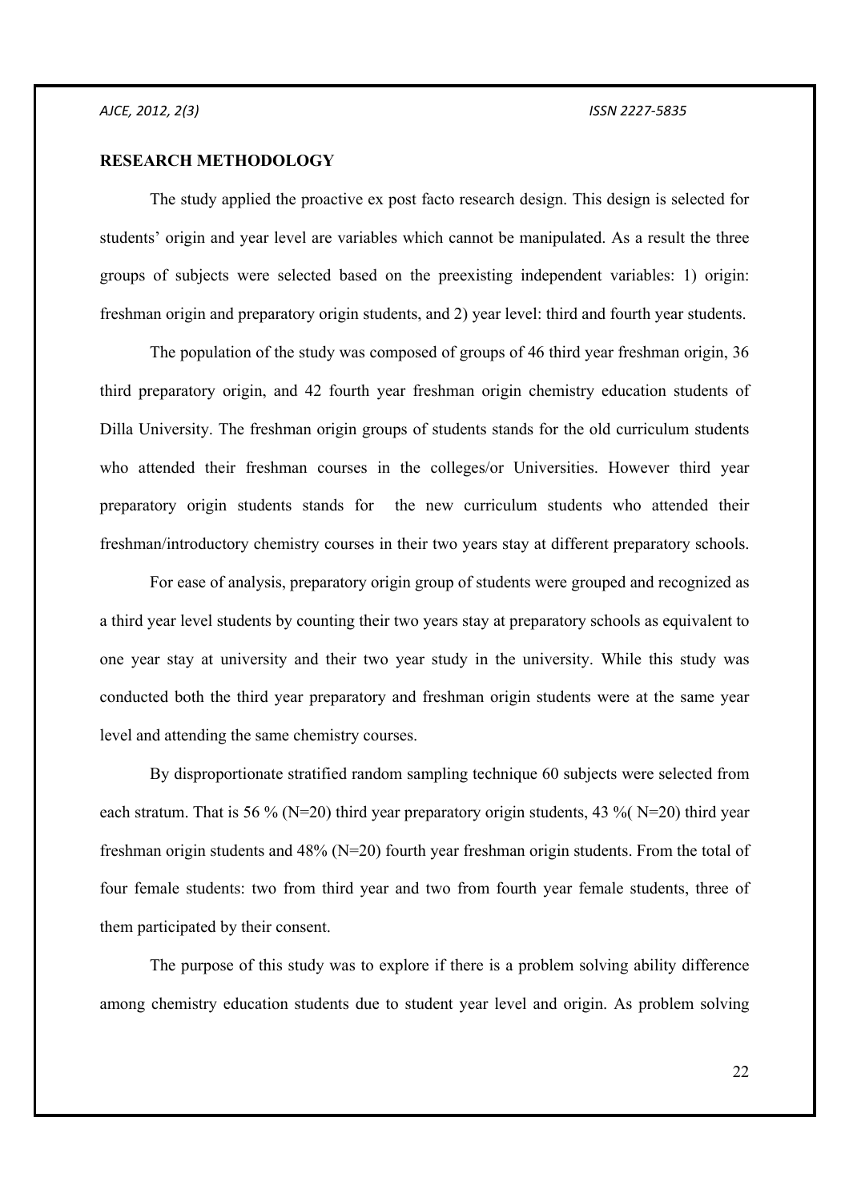## RESEARCH METHODOLOGY

The study applied the proactive ex post facto research design. This design is selected for students' origin and year level are variables which cannot be manipulated. As a result the three groups of subjects were selected based on the preexisting independent variables: 1) origin: freshman origin and preparatory origin students, and 2) year level: third and fourth year students.

The population of the study was composed of groups of 46 third year freshman origin, 36 third preparatory origin, and 42 fourth year freshman origin chemistry education students of Dilla University. The freshman origin groups of students stands for the old curriculum students who attended their freshman courses in the colleges/or Universities. However third year preparatory origin students stands for the new curriculum students who attended their freshman/introductory chemistry courses in their two years stay at different preparatory schools.

For ease of analysis, preparatory origin group of students were grouped and recognized as a third year level students by counting their two years stay at preparatory schools as equivalent to one year stay at university and their two year study in the university. While this study was conducted both the third year preparatory and freshman origin students were at the same year level and attending the same chemistry courses.

By disproportionate stratified random sampling technique 60 subjects were selected from each stratum. That is 56 % (N=20) third year preparatory origin students, 43 %( N=20) third year freshman origin students and 48% (N=20) fourth year freshman origin students. From the total of four female students: two from third year and two from fourth year female students, three of them participated by their consent.

The purpose of this study was to explore if there is a problem solving ability difference among chemistry education students due to student year level and origin. As problem solving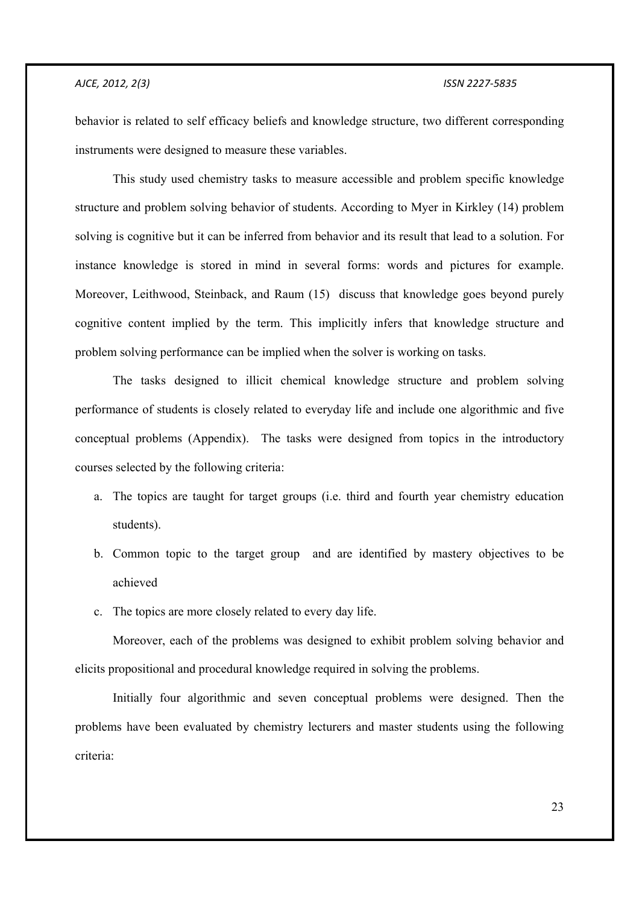behavior is related to self efficacy beliefs and knowledge structure, two different corresponding instruments were designed to measure these variables.

This study used chemistry tasks to measure accessible and problem specific knowledge structure and problem solving behavior of students. According to Myer in Kirkley (14) problem solving is cognitive but it can be inferred from behavior and its result that lead to a solution. For instance knowledge is stored in mind in several forms: words and pictures for example. Moreover, Leithwood, Steinback, and Raum (15) discuss that knowledge goes beyond purely cognitive content implied by the term. This implicitly infers that knowledge structure and problem solving performance can be implied when the solver is working on tasks.

The tasks designed to illicit chemical knowledge structure and problem solving performance of students is closely related to everyday life and include one algorithmic and five conceptual problems (Appendix). The tasks were designed from topics in the introductory courses selected by the following criteria:

a. The topics are taught for target groups (i.e. third and fourth year chemistry education students).
b. Common topic to the target group and are identified by mastery objectives to be achieved
c. The topics are more closely related to every day life.

Moreover, each of the problems was designed to exhibit problem solving behavior and elicits propositional and procedural knowledge required in solving the problems.

Initially four algorithmic and seven conceptual problems were designed. Then the problems have been evaluated by chemistry lecturers and master students using the following criteria: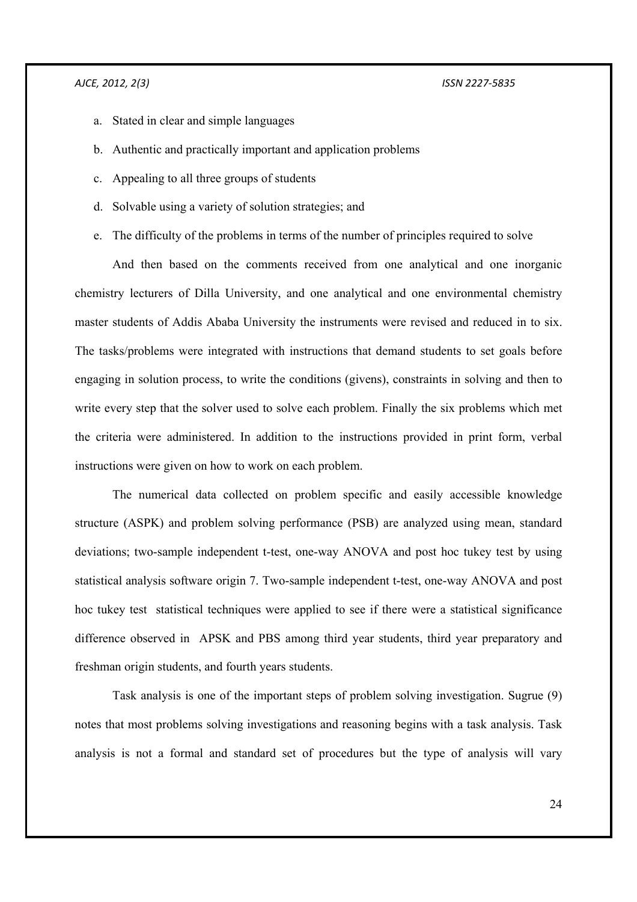a. Stated in clear and simple languages
b. Authentic and practically important and application problems
c. Appealing to all three groups of students
d. Solvable using a variety of solution strategies; and
e. The difficulty of the problems in terms of the number of principles required to solve

And then based on the comments received from one analytical and one inorganic chemistry lecturers of Dilla University, and one analytical and one environmental chemistry master students of Addis Ababa University the instruments were revised and reduced in to six. The tasks/problems were integrated with instructions that demand students to set goals before engaging in solution process, to write the conditions (givens), constraints in solving and then to write every step that the solver used to solve each problem. Finally the six problems which met the criteria were administered. In addition to the instructions provided in print form, verbal instructions were given on how to work on each problem.

The numerical data collected on problem specific and easily accessible knowledge structure (ASPK) and problem solving performance (PSB) are analyzed using mean, standard deviations; two-sample independent t-test, one-way ANOVA and post hoc tukey test by using statistical analysis software origin 7. Two-sample independent t-test, one-way ANOVA and post hoc tukey test statistical techniques were applied to see if there were a statistical significance difference observed in APSK and PBS among third year students, third year preparatory and freshman origin students, and fourth years students.

Task analysis is one of the important steps of problem solving investigation. Sugrue (9) notes that most problems solving investigations and reasoning begins with a task analysis. Task analysis is not a formal and standard set of procedures but the type of analysis will vary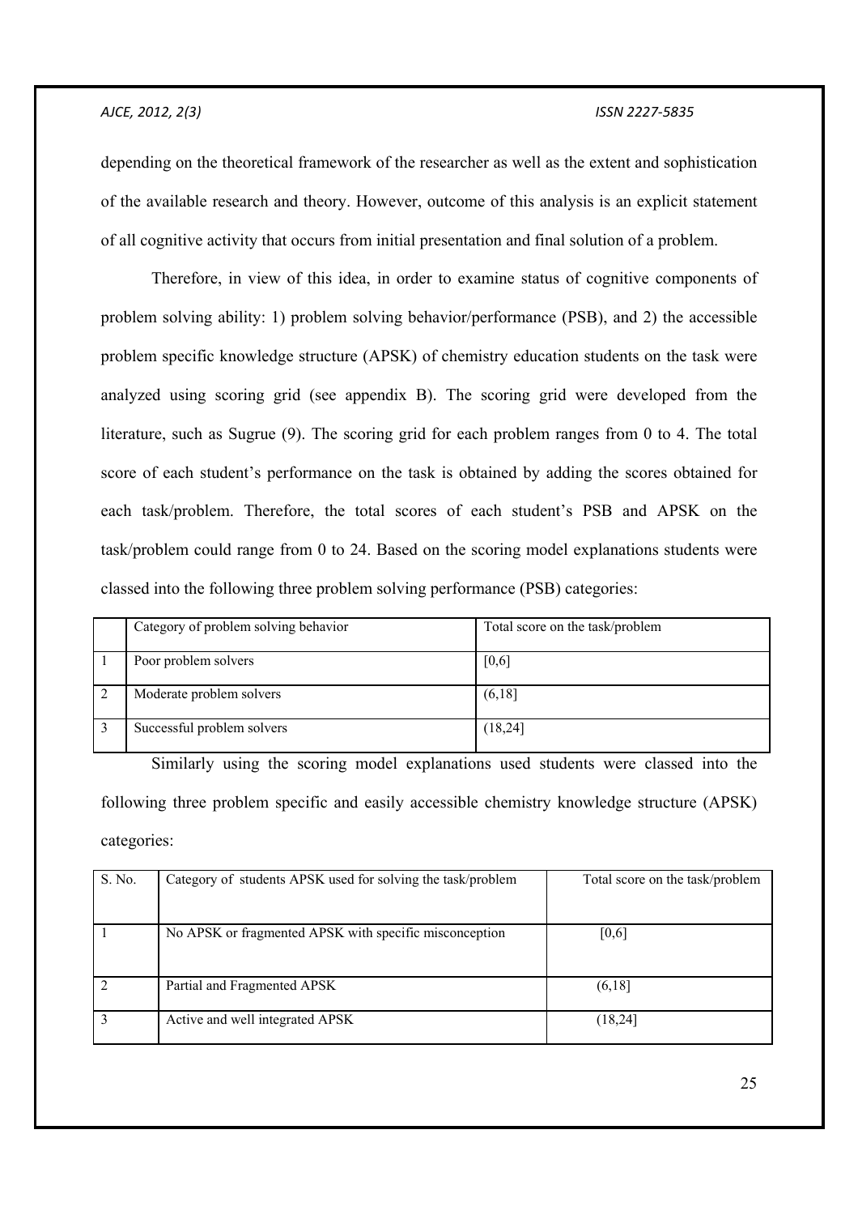depending on the theoretical framework of the researcher as well as the extent and sophistication of the available research and theory. However, outcome of this analysis is an explicit statement of all cognitive activity that occurs from initial presentation and final solution of a problem.

Therefore, in view of this idea, in order to examine status of cognitive components of problem solving ability: 1) problem solving behavior/performance (PSB), and 2) the accessible problem specific knowledge structure (APSK) of chemistry education students on the task were analyzed using scoring grid (see appendix B). The scoring grid were developed from the literature, such as Sugrue (9). The scoring grid for each problem ranges from 0 to 4. The total score of each student's performance on the task is obtained by adding the scores obtained for each task/problem. Therefore, the total scores of each student's PSB and APSK on the task/problem could range from 0 to 24. Based on the scoring model explanations students were classed into the following three problem solving performance (PSB) categories:

| | Category of problem solving behavior | Total score on the task/problem |
|---|---|---|
| 1 | Poor problem solvers | [0,6] |
| 2 | Moderate problem solvers | (6,18] |
| 3 | Successful problem solvers | (18,24] |

Similarly using the scoring model explanations used students were classed into the following three problem specific and easily accessible chemistry knowledge structure (APSK) categories:

| S. No. | Category of students APSK used for solving the task/problem | Total score on the task/problem |
|---|---|---|
| 1 | No APSK or fragmented APSK with specific misconception | [0,6] |
| 2 | Partial and Fragmented APSK | (6,18] |
| 3 | Active and well integrated APSK | (18,24] |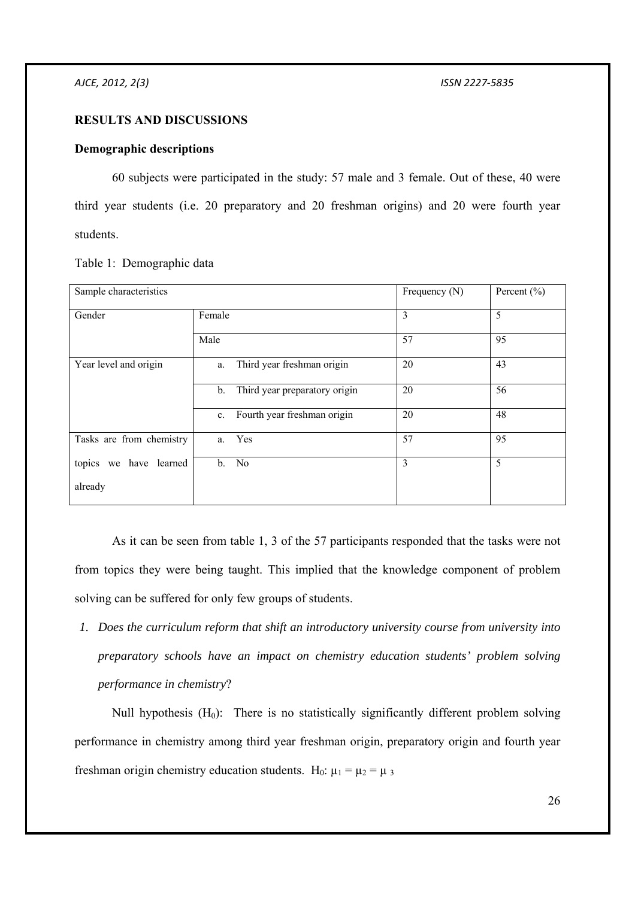## RESULTS AND DISCUSSIONS

### Demographic descriptions

60 subjects were participated in the study: 57 male and 3 female. Out of these, 40 were third year students (i.e. 20 preparatory and 20 freshman origins) and 20 were fourth year students.

Table 1: Demographic data

| Sample characteristics | | Frequency (N) | Percent (%) |
|---|---|---|---|
| Gender | Female | 3 | 5 |
| | Male | 57 | 95 |
| Year level and origin | a. Third year freshman origin | 20 | 43 |
| | b. Third year preparatory origin | 20 | 56 |
| | c. Fourth year freshman origin | 20 | 48 |
| Tasks are from chemistry topics we have learned already | a. Yes | 57 | 95 |
| | b. No | 3 | 5 |

As it can be seen from table 1, 3 of the 57 participants responded that the tasks were not from topics they were being taught. This implied that the knowledge component of problem solving can be suffered for only few groups of students.

1. *Does the curriculum reform that shift an introductory university course from university into preparatory schools have an impact on chemistry education students' problem solving performance in chemistry*?

Null hypothesis ($H_0$): There is no statistically significantly different problem solving performance in chemistry among third year freshman origin, preparatory origin and fourth year freshman origin chemistry education students. $H_0$: $\mu_1 = \mu_2 = \mu_3$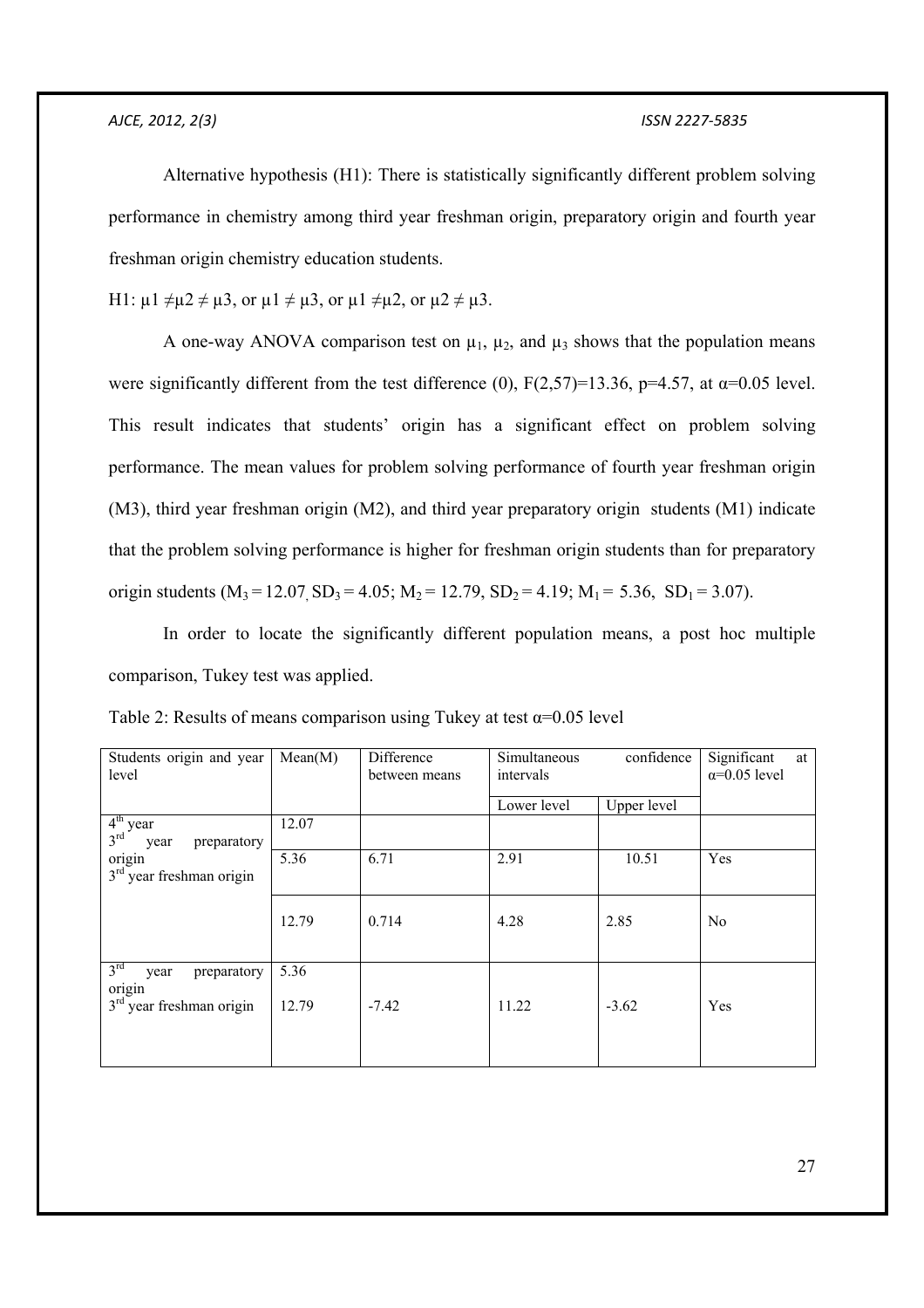Alternative hypothesis (H1): There is statistically significantly different problem solving performance in chemistry among third year freshman origin, preparatory origin and fourth year freshman origin chemistry education students.

H1: $\mu1 \neq \mu2 \neq \mu3$, or $\mu1 \neq \mu3$, or $\mu1 \neq \mu2$, or $\mu2 \neq \mu3$.

A one-way ANOVA comparison test on $\mu_1$, $\mu_2$, and $\mu_3$ shows that the population means were significantly different from the test difference (0), $F(2,57)=13.36$, $p=4.57$, at $\alpha=0.05$ level. This result indicates that students' origin has a significant effect on problem solving performance. The mean values for problem solving performance of fourth year freshman origin (M3), third year freshman origin (M2), and third year preparatory origin students (M1) indicate that the problem solving performance is higher for freshman origin students than for preparatory origin students ($M_3 = 12.07$, $SD_3 = 4.05$; $M_2 = 12.79$, $SD_2 = 4.19$; $M_1 = 5.36$, $SD_1 = 3.07$).

In order to locate the significantly different population means, a post hoc multiple comparison, Tukey test was applied.

Table 2: Results of means comparison using Tukey at test $\alpha=0.05$ level

| Students origin and year level | Mean(M) | Difference between means | Simultaneous confidence intervals | | Significant at $\alpha=0.05$ level |
|---|---|---|---|---|---|
| | | | Lower level | Upper level | |
| 4th year | 12.07 | | | | |
| 3rd year preparatory origin | 5.36 | 6.71 | 2.91 | 10.51 | Yes |
| 3rd year freshman origin | 12.79 | 0.714 | 4.28 | 2.85 | No |
| 3rd year preparatory origin | 5.36 | | | | |
| 3rd year freshman origin | 12.79 | -7.42 | 11.22 | -3.62 | Yes |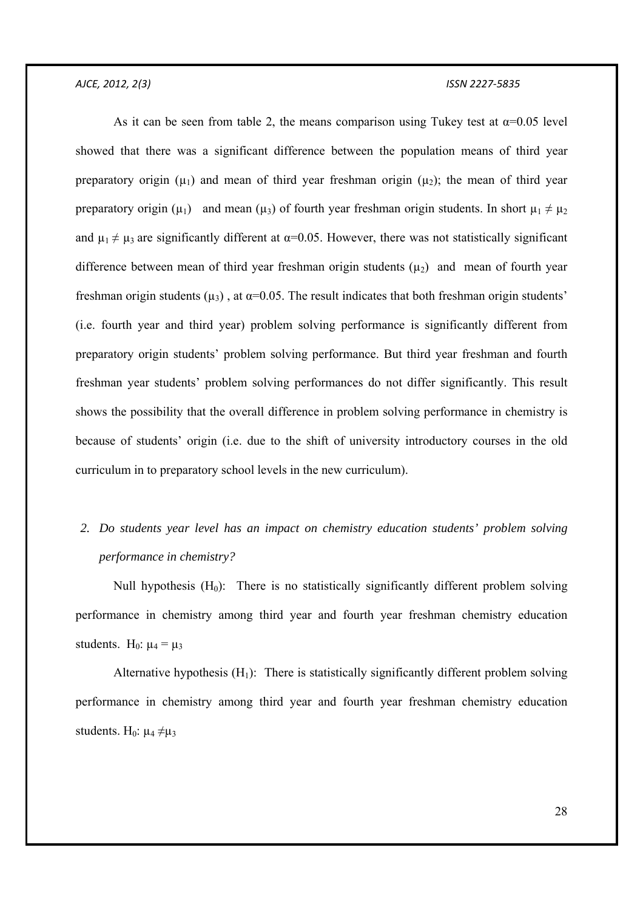As it can be seen from table 2, the means comparison using Tukey test at $\alpha$=0.05 level showed that there was a significant difference between the population means of third year preparatory origin ($\mu_1$) and mean of third year freshman origin ($\mu_2$); the mean of third year preparatory origin ($\mu_1$) and mean ($\mu_3$) of fourth year freshman origin students. In short $\mu_1 \neq \mu_2$ and $\mu_1 \neq \mu_3$ are significantly different at $\alpha$=0.05. However, there was not statistically significant difference between mean of third year freshman origin students ($\mu_2$) and mean of fourth year freshman origin students ($\mu_3$) , at $\alpha$=0.05. The result indicates that both freshman origin students' (i.e. fourth year and third year) problem solving performance is significantly different from preparatory origin students' problem solving performance. But third year freshman and fourth freshman year students' problem solving performances do not differ significantly. This result shows the possibility that the overall difference in problem solving performance in chemistry is because of students' origin (i.e. due to the shift of university introductory courses in the old curriculum in to preparatory school levels in the new curriculum).

2. *Do students year level has an impact on chemistry education students' problem solving performance in chemistry?*

Null hypothesis ($H_0$): There is no statistically significantly different problem solving performance in chemistry among third year and fourth year freshman chemistry education students. $H_0$: $\mu_4 = \mu_3$

Alternative hypothesis ($H_1$): There is statistically significantly different problem solving performance in chemistry among third year and fourth year freshman chemistry education students. $H_0$: $\mu_4 \neq \mu_3$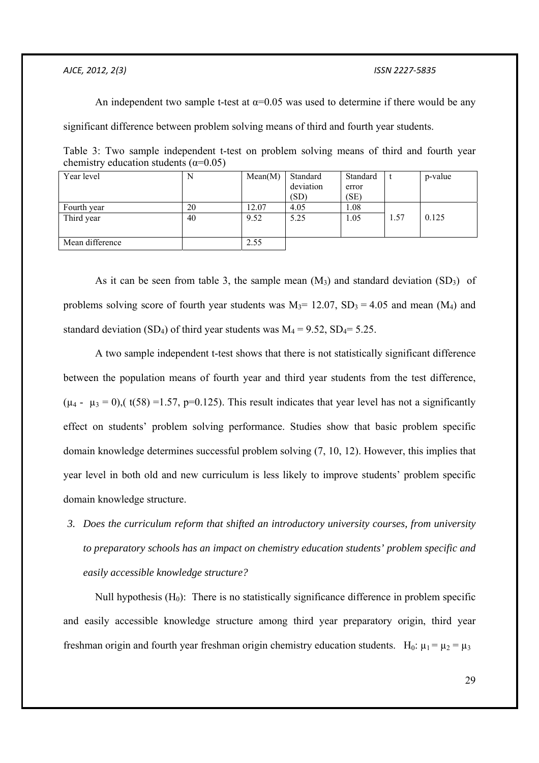An independent two sample t-test at $\alpha$=0.05 was used to determine if there would be any significant difference between problem solving means of third and fourth year students.

Table 3: Two sample independent t-test on problem solving means of third and fourth year chemistry education students ($\alpha$=0.05)

| Year level | N | Mean(M) | Standard deviation (SD) | Standard error (SE) | t | p-value |
|---|---|---|---|---|---|---|
| Fourth year | 20 | 12.07 | 4.05 | 1.08 | 1.57 | 0.125 |
| Third year | 40 | 9.52 | 5.25 | 1.05 | | |
| Mean difference | | 2.55 | | | | |

As it can be seen from table 3, the sample mean ($M_3$) and standard deviation ($SD_3$) of problems solving score of fourth year students was $M_3$= 12.07, $SD_3$ = 4.05 and mean ($M_4$) and standard deviation ($SD_4$) of third year students was $M_4$ = 9.52, $SD_4$= 5.25.

A two sample independent t-test shows that there is not statistically significant difference between the population means of fourth year and third year students from the test difference, ($\mu_4$ - $\mu_3$ = 0),( t(58) =1.57, p=0.125). This result indicates that year level has not a significantly effect on students' problem solving performance. Studies show that basic problem specific domain knowledge determines successful problem solving (7, 10, 12). However, this implies that year level in both old and new curriculum is less likely to improve students' problem specific domain knowledge structure.

3. *Does the curriculum reform that shifted an introductory university courses, from university to preparatory schools has an impact on chemistry education students' problem specific and easily accessible knowledge structure?*

Null hypothesis ($H_0$): There is no statistically significance difference in problem specific and easily accessible knowledge structure among third year preparatory origin, third year freshman origin and fourth year freshman origin chemistry education students. $H_0$: $\mu_1 = \mu_2 = \mu_3$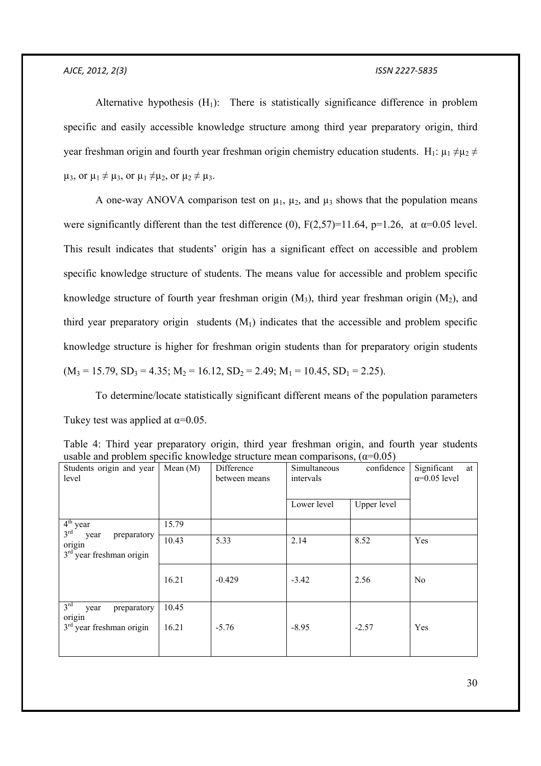Alternative hypothesis ($H_1$): There is statistically significance difference in problem specific and easily accessible knowledge structure among third year preparatory origin, third year freshman origin and fourth year freshman origin chemistry education students. $H_1$: $\mu_1 \neq \mu_2 \neq \mu_3$, or $\mu_1 \neq \mu_3$, or $\mu_1 \neq \mu_2$, or $\mu_2 \neq \mu_3$.

A one-way ANOVA comparison test on $\mu_1$, $\mu_2$, and $\mu_3$ shows that the population means were significantly different than the test difference (0), $F(2,57)=11.64$, $p=1.26$, at $\alpha=0.05$ level. This result indicates that students' origin has a significant effect on accessible and problem specific knowledge structure of students. The means value for accessible and problem specific knowledge structure of fourth year freshman origin ($M_3$), third year freshman origin ($M_2$), and third year preparatory origin students ($M_1$) indicates that the accessible and problem specific knowledge structure is higher for freshman origin students than for preparatory origin students ($M_3 = 15.79$, $SD_3 = 4.35$; $M_2 = 16.12$, $SD_2 = 2.49$; $M_1 = 10.45$, $SD_1 = 2.25$).

To determine/locate statistically significant different means of the population parameters Tukey test was applied at $\alpha=0.05$.

Table 4: Third year preparatory origin, third year freshman origin, and fourth year students usable and problem specific knowledge structure mean comparisons, ($\alpha=0.05$)

| Students origin and year level | Mean (M) | Difference between means | Simultaneous confidence intervals | | Significant at $\alpha=0.05$ level |
|---|---|---|---|---|---|
| | | | Lower level | Upper level | |
| 4th year | 15.79 | | | | |
| 3rd year preparatory origin | 10.43 | 5.33 | 2.14 | 8.52 | Yes |
| 3rd year freshman origin | 16.21 | -0.429 | -3.42 | 2.56 | No |
| 3rd year preparatory origin | 10.45 | | | | |
| 3rd year freshman origin | 16.21 | -5.76 | -8.95 | -2.57 | Yes |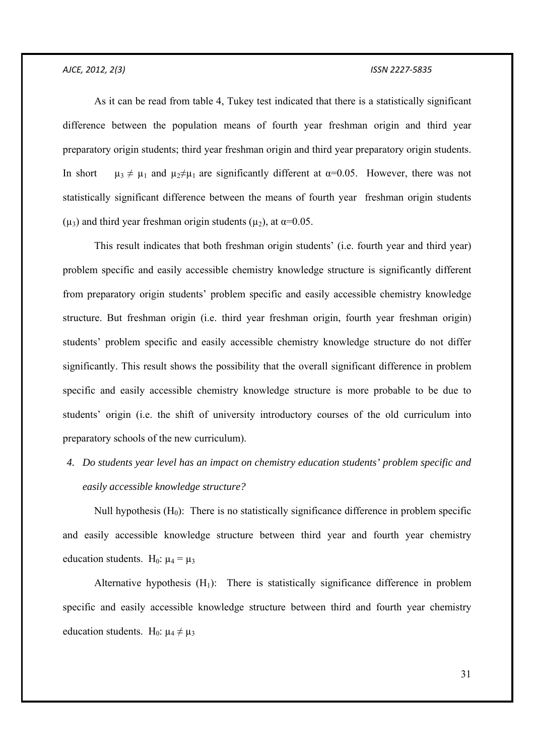As it can be read from table 4, Tukey test indicated that there is a statistically significant difference between the population means of fourth year freshman origin and third year preparatory origin students; third year freshman origin and third year preparatory origin students. In short $\mu_3 \neq \mu_1$ and $\mu_2 \neq \mu_1$ are significantly different at $\alpha=0.05$. However, there was not statistically significant difference between the means of fourth year freshman origin students ($\mu_3$) and third year freshman origin students ($\mu_2$), at $\alpha=0.05$.

This result indicates that both freshman origin students' (i.e. fourth year and third year) problem specific and easily accessible chemistry knowledge structure is significantly different from preparatory origin students' problem specific and easily accessible chemistry knowledge structure. But freshman origin (i.e. third year freshman origin, fourth year freshman origin) students' problem specific and easily accessible chemistry knowledge structure do not differ significantly. This result shows the possibility that the overall significant difference in problem specific and easily accessible chemistry knowledge structure is more probable to be due to students' origin (i.e. the shift of university introductory courses of the old curriculum into preparatory schools of the new curriculum).

4. *Do students year level has an impact on chemistry education students' problem specific and easily accessible knowledge structure?*

Null hypothesis ($H_0$): There is no statistically significance difference in problem specific and easily accessible knowledge structure between third year and fourth year chemistry education students. $H_0$: $\mu_4 = \mu_3$

Alternative hypothesis ($H_1$): There is statistically significance difference in problem specific and easily accessible knowledge structure between third and fourth year chemistry education students. $H_0$: $\mu_4 \neq \mu_3$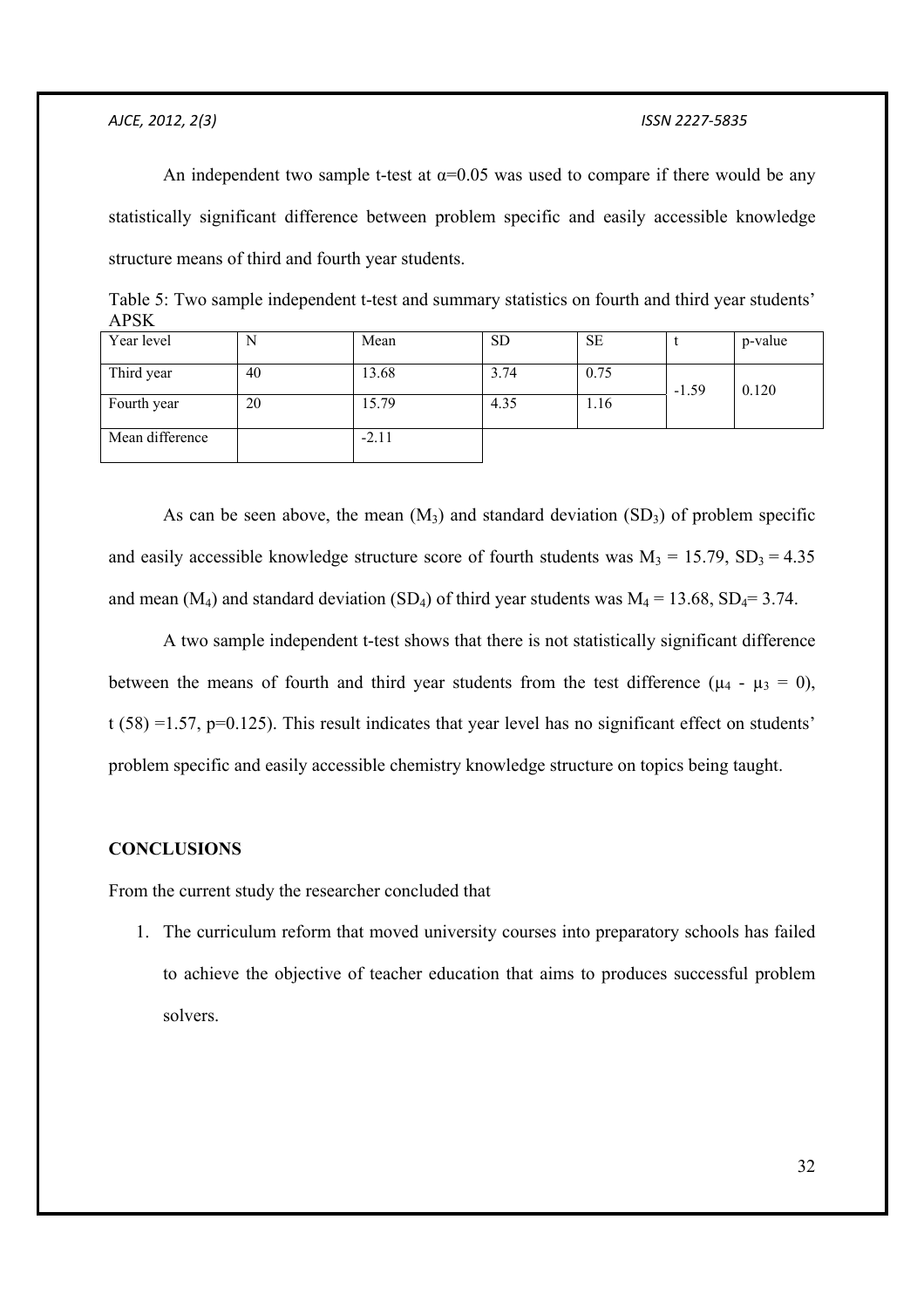An independent two sample t-test at α=0.05 was used to compare if there would be any statistically significant difference between problem specific and easily accessible knowledge structure means of third and fourth year students.

Table 5: Two sample independent t-test and summary statistics on fourth and third year students' APSK

| Year level | N | Mean | SD | SE | t | p-value |
|---|---|---|---|---|---|---|
| Third year | 40 | 13.68 | 3.74 | 0.75 | -1.59 | 0.120 |
| Fourth year | 20 | 15.79 | 4.35 | 1.16 | | |
| Mean difference | | -2.11 | | | | |

As can be seen above, the mean ($M_3$) and standard deviation ($SD_3$) of problem specific and easily accessible knowledge structure score of fourth students was $M_3 = 15.79$, $SD_3 = 4.35$ and mean ($M_4$) and standard deviation ($SD_4$) of third year students was $M_4 = 13.68$, $SD_4 = 3.74$.

A two sample independent t-test shows that there is not statistically significant difference between the means of fourth and third year students from the test difference ($\mu_4 - \mu_3 = 0$), $t(58) = 1.57$, $p=0.125$). This result indicates that year level has no significant effect on students' problem specific and easily accessible chemistry knowledge structure on topics being taught.

## CONCLUSIONS

From the current study the researcher concluded that

1. The curriculum reform that moved university courses into preparatory schools has failed to achieve the objective of teacher education that aims to produces successful problem solvers.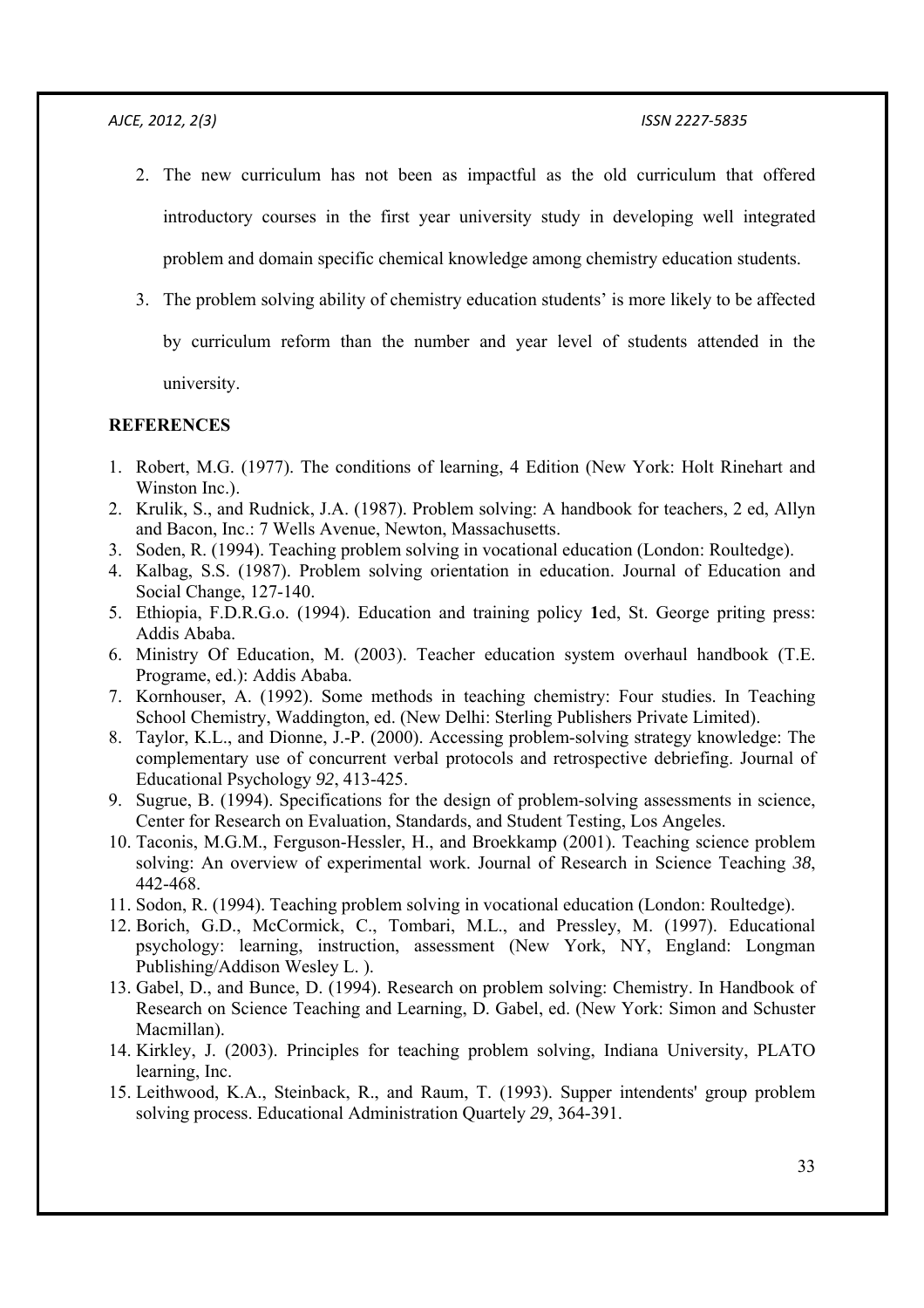2. The new curriculum has not been as impactful as the old curriculum that offered introductory courses in the first year university study in developing well integrated problem and domain specific chemical knowledge among chemistry education students.
3. The problem solving ability of chemistry education students' is more likely to be affected by curriculum reform than the number and year level of students attended in the university.

## REFERENCES

1. Robert, M.G. (1977). The conditions of learning, 4 Edition (New York: Holt Rinehart and Winston Inc.).
2. Krulik, S., and Rudnick, J.A. (1987). Problem solving: A handbook for teachers, 2 ed, Allyn and Bacon, Inc.: 7 Wells Avenue, Newton, Massachusetts.
3. Soden, R. (1994). Teaching problem solving in vocational education (London: Roultedge).
4. Kalbag, S.S. (1987). Problem solving orientation in education. Journal of Education and Social Change, 127-140.
5. Ethiopia, F.D.R.G.o. (1994). Education and training policy **1**ed, St. George priting press: Addis Ababa.
6. Ministry Of Education, M. (2003). Teacher education system overhaul handbook (T.E. Programe, ed.): Addis Ababa.
7. Kornhouser, A. (1992). Some methods in teaching chemistry: Four studies. In Teaching School Chemistry, Waddington, ed. (New Delhi: Sterling Publishers Private Limited).
8. Taylor, K.L., and Dionne, J.-P. (2000). Accessing problem-solving strategy knowledge: The complementary use of concurrent verbal protocols and retrospective debriefing. Journal of Educational Psychology *92*, 413-425.
9. Sugrue, B. (1994). Specifications for the design of problem-solving assessments in science, Center for Research on Evaluation, Standards, and Student Testing, Los Angeles.
10. Taconis, M.G.M., Ferguson-Hessler, H., and Broekkamp (2001). Teaching science problem solving: An overview of experimental work. Journal of Research in Science Teaching *38*, 442-468.
11. Sodon, R. (1994). Teaching problem solving in vocational education (London: Roultedge).
12. Borich, G.D., McCormick, C., Tombari, M.L., and Pressley, M. (1997). Educational psychology: learning, instruction, assessment (New York, NY, England: Longman Publishing/Addison Wesley L. ).
13. Gabel, D., and Bunce, D. (1994). Research on problem solving: Chemistry. In Handbook of Research on Science Teaching and Learning, D. Gabel, ed. (New York: Simon and Schuster Macmillan).
14. Kirkley, J. (2003). Principles for teaching problem solving, Indiana University, PLATO learning, Inc.
15. Leithwood, K.A., Steinback, R., and Raum, T. (1993). Supper intendents' group problem solving process. Educational Administration Quartely *29*, 364-391.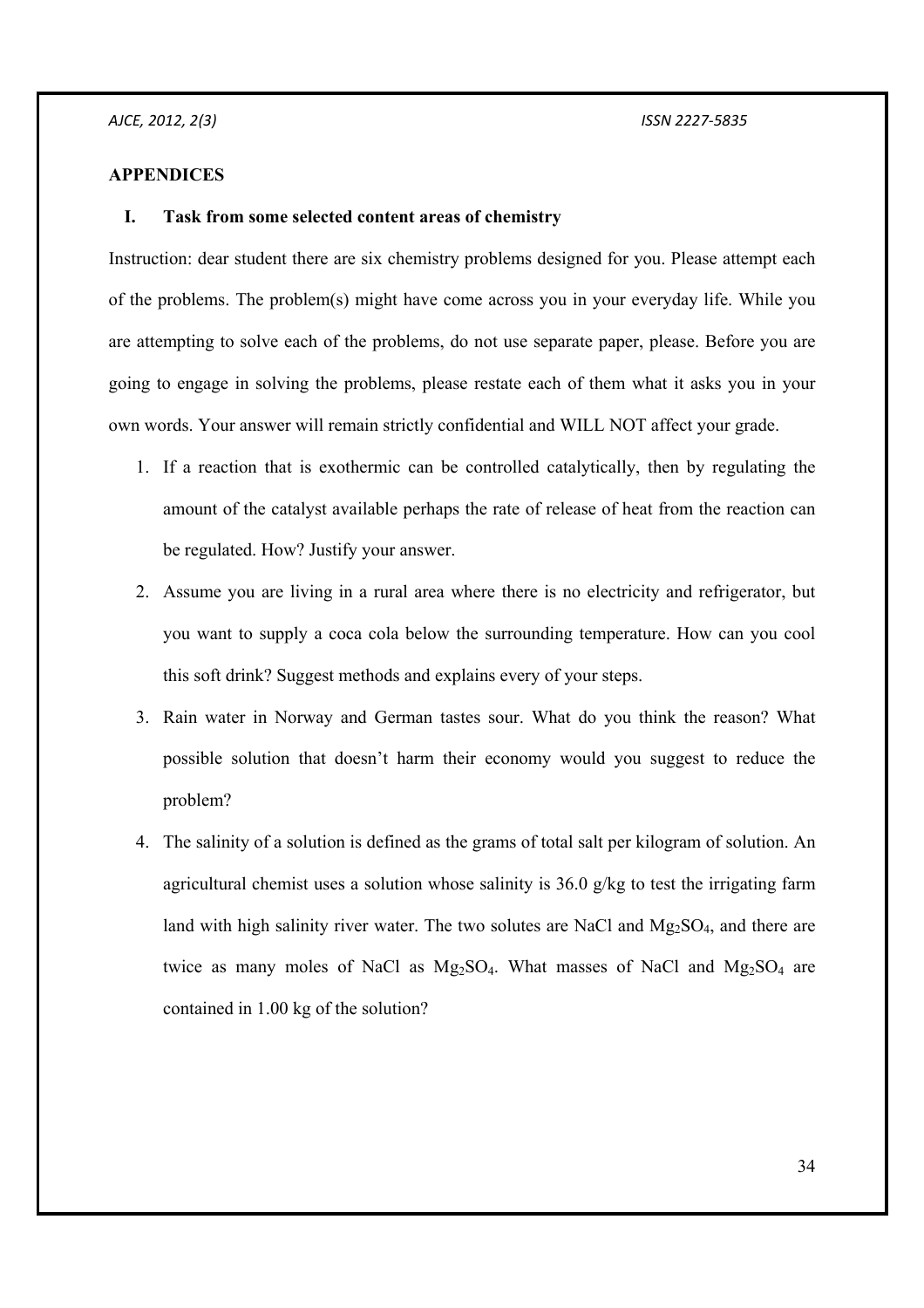## APPENDICES

### I. Task from some selected content areas of chemistry

Instruction: dear student there are six chemistry problems designed for you. Please attempt each of the problems. The problem(s) might have come across you in your everyday life. While you are attempting to solve each of the problems, do not use separate paper, please. Before you are going to engage in solving the problems, please restate each of them what it asks you in your own words. Your answer will remain strictly confidential and WILL NOT affect your grade.

1. If a reaction that is exothermic can be controlled catalytically, then by regulating the amount of the catalyst available perhaps the rate of release of heat from the reaction can be regulated. How? Justify your answer.
2. Assume you are living in a rural area where there is no electricity and refrigerator, but you want to supply a coca cola below the surrounding temperature. How can you cool this soft drink? Suggest methods and explains every of your steps.
3. Rain water in Norway and German tastes sour. What do you think the reason? What possible solution that doesn't harm their economy would you suggest to reduce the problem?
4. The salinity of a solution is defined as the grams of total salt per kilogram of solution. An agricultural chemist uses a solution whose salinity is 36.0 g/kg to test the irrigating farm land with high salinity river water. The two solutes are NaCl and $Mg_2SO_4$, and there are twice as many moles of NaCl as $Mg_2SO_4$. What masses of NaCl and $Mg_2SO_4$ are contained in 1.00 kg of the solution?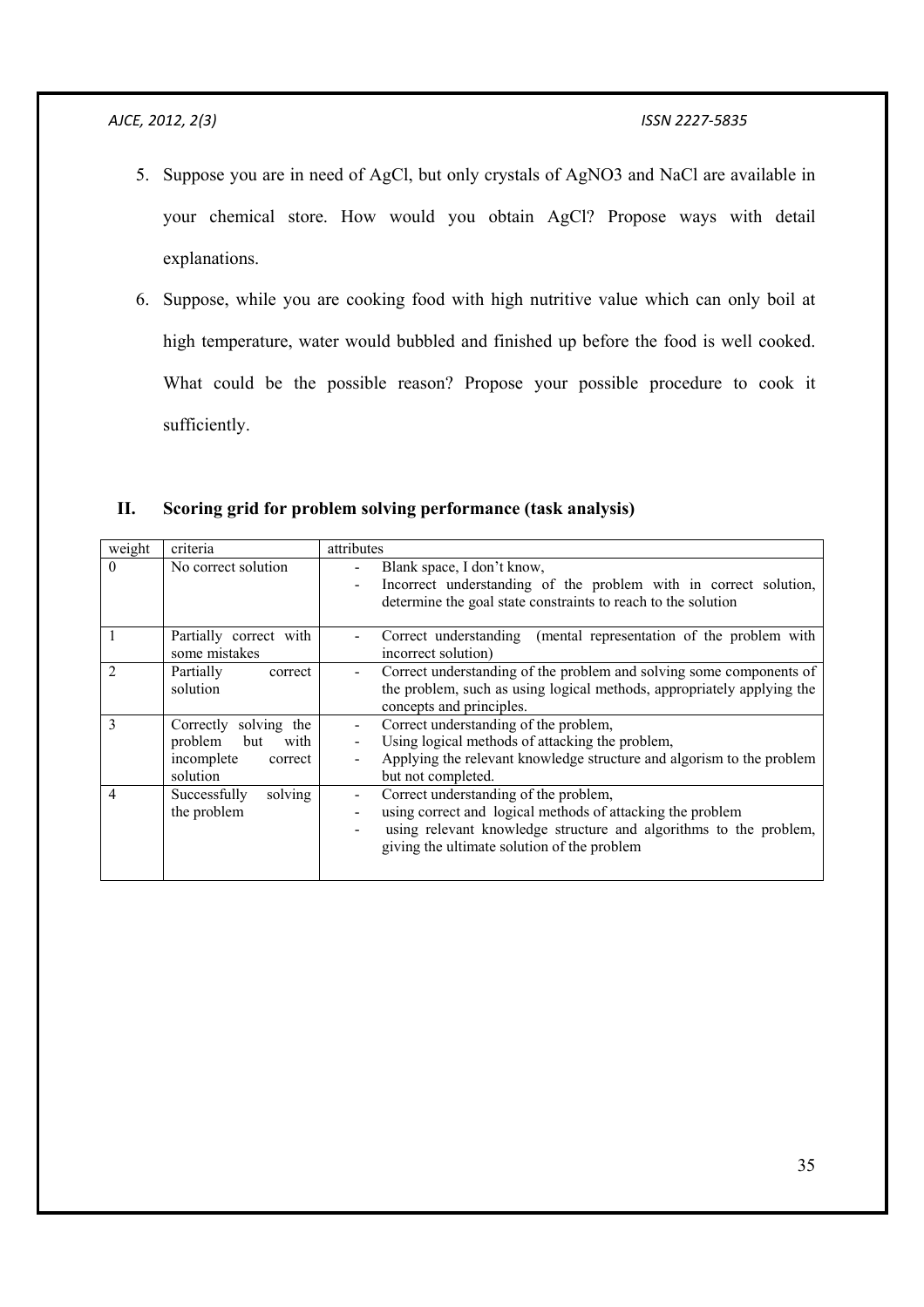5. Suppose you are in need of AgCl, but only crystals of $AgNO_3$ and NaCl are available in your chemical store. How would you obtain AgCl? Propose ways with detail explanations.
6. Suppose, while you are cooking food with high nutritive value which can only boil at high temperature, water would bubbled and finished up before the food is well cooked. What could be the possible reason? Propose your possible procedure to cook it sufficiently.

## II. Scoring grid for problem solving performance (task analysis)

| weight | criteria | attributes |
|---|---|---|
| 0 | No correct solution | - Blank space, I don't know,<br>- Incorrect understanding of the problem with in correct solution, determine the goal state constraints to reach to the solution |
| 1 | Partially correct with some mistakes | - Correct understanding (mental representation of the problem with incorrect solution) |
| 2 | Partially correct solution | - Correct understanding of the problem and solving some components of the problem, such as using logical methods, appropriately applying the concepts and principles. |
| 3 | Correctly solving the problem but with incomplete correct solution | - Correct understanding of the problem,<br>- Using logical methods of attacking the problem,<br>- Applying the relevant knowledge structure and algorism to the problem but not completed. |
| 4 | Successfully solving the problem | - Correct understanding of the problem,<br>- using correct and logical methods of attacking the problem<br>- using relevant knowledge structure and algorithms to the problem, giving the ultimate solution of the problem |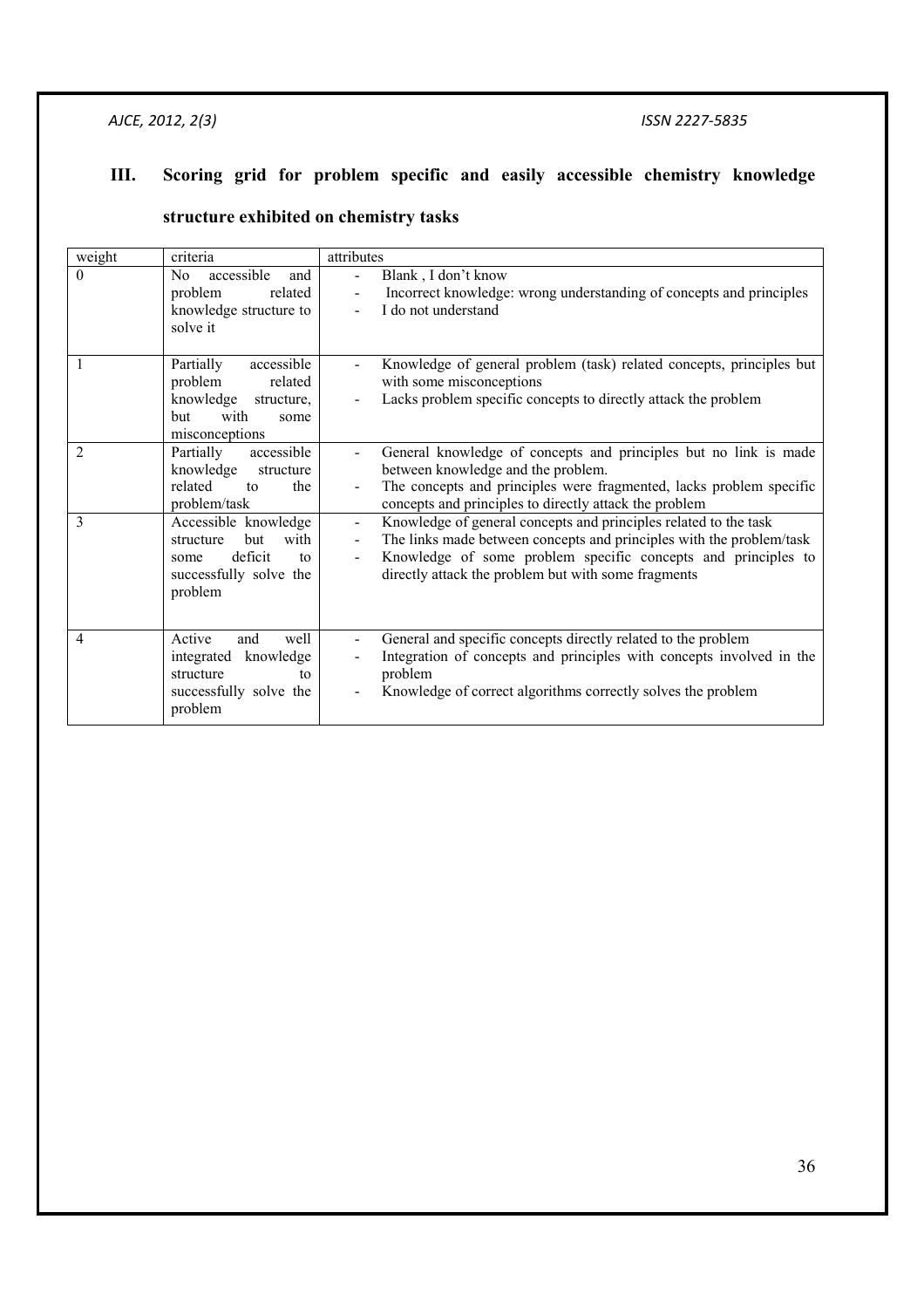## III. Scoring grid for problem specific and easily accessible chemistry knowledge structure exhibited on chemistry tasks

| weight | criteria | attributes |
| --- | --- | --- |
| 0 | No accessible and problem related knowledge structure to solve it | - Blank , I don't know<br>- Incorrect knowledge: wrong understanding of concepts and principles<br>- I do not understand |
| 1 | Partially accessible problem related knowledge structure, but with some misconceptions | - Knowledge of general problem (task) related concepts, principles but with some misconceptions<br>- Lacks problem specific concepts to directly attack the problem |
| 2 | Partially accessible knowledge structure related to the problem/task | - General knowledge of concepts and principles but no link is made between knowledge and the problem.<br>- The concepts and principles were fragmented, lacks problem specific concepts and principles to directly attack the problem |
| 3 | Accessible knowledge structure but with some deficit to successfully solve the problem | - Knowledge of general concepts and principles related to the task<br>- The links made between concepts and principles with the problem/task<br>- Knowledge of some problem specific concepts and principles to directly attack the problem but with some fragments |
| 4 | Active and well integrated knowledge structure to successfully solve the problem | - General and specific concepts directly related to the problem<br>- Integration of concepts and principles with concepts involved in the problem<br>- Knowledge of correct algorithms correctly solves the problem |